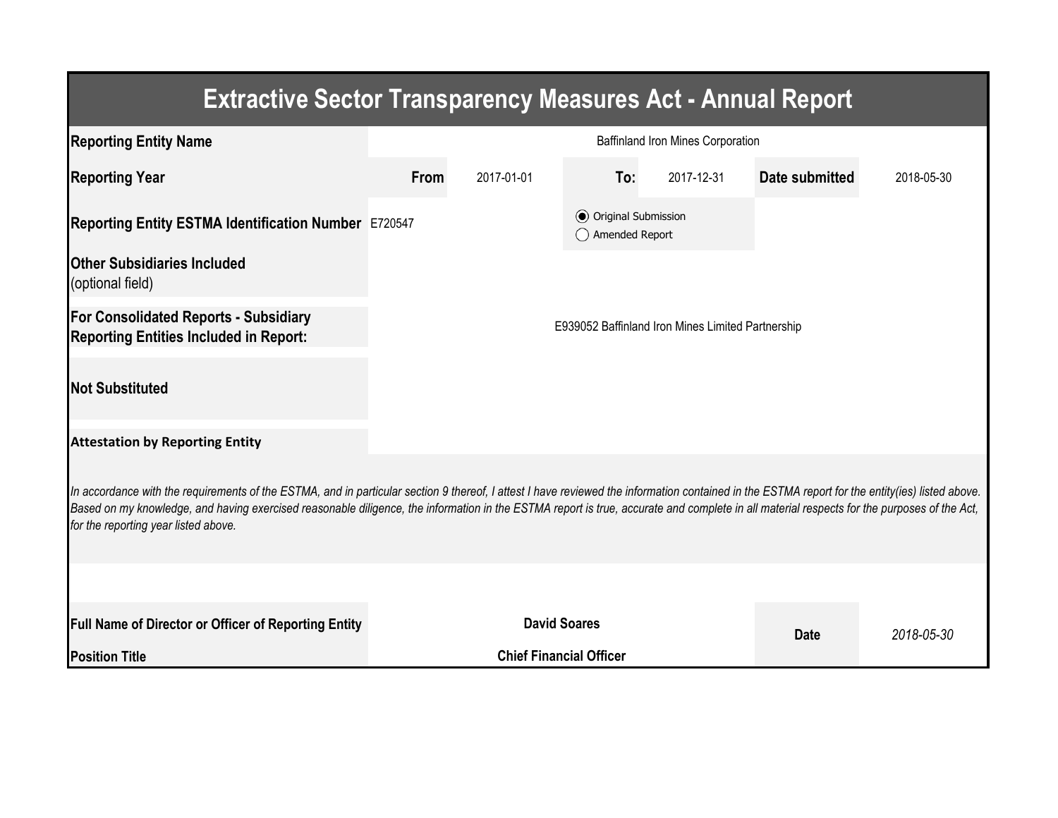# Extractive Sector Transparency Measures Act - Annual Report

| | | | | | | |
|---|---|---|---|---|---|---|
| **Reporting Entity Name** | Baffinland Iron Mines Corporation | | | | | |
| **Reporting Year** | **From** | 2017-01-01 | **To:** | 2017-12-31 | **Date submitted** | 2018-05-30 |
| **Reporting Entity ESTMA Identification Number** | E720547 | | (●) Original Submission<br>( ) Amended Report | | | |
| **Other Subsidiaries Included** (optional field) | | | | | | |
| **For Consolidated Reports - Subsidiary Reporting Entities Included in Report:** | E939052 Baffinland Iron Mines Limited Partnership | | | | | |
| **Not Substituted** | | | | | | |

**Attestation by Reporting Entity**

*In accordance with the requirements of the ESTMA, and in particular section 9 thereof, I attest I have reviewed the information contained in the ESTMA report for the entity(ies) listed above. Based on my knowledge, and having exercised reasonable diligence, the information in the ESTMA report is true, accurate and complete in all material respects for the purposes of the Act, for the reporting year listed above.*

| | | | |
|---|---|---|---|
| **Full Name of Director or Officer of Reporting Entity** | **David Soares** | **Date** | *2018-05-30* |
| **Position Title** | **Chief Financial Officer** | | |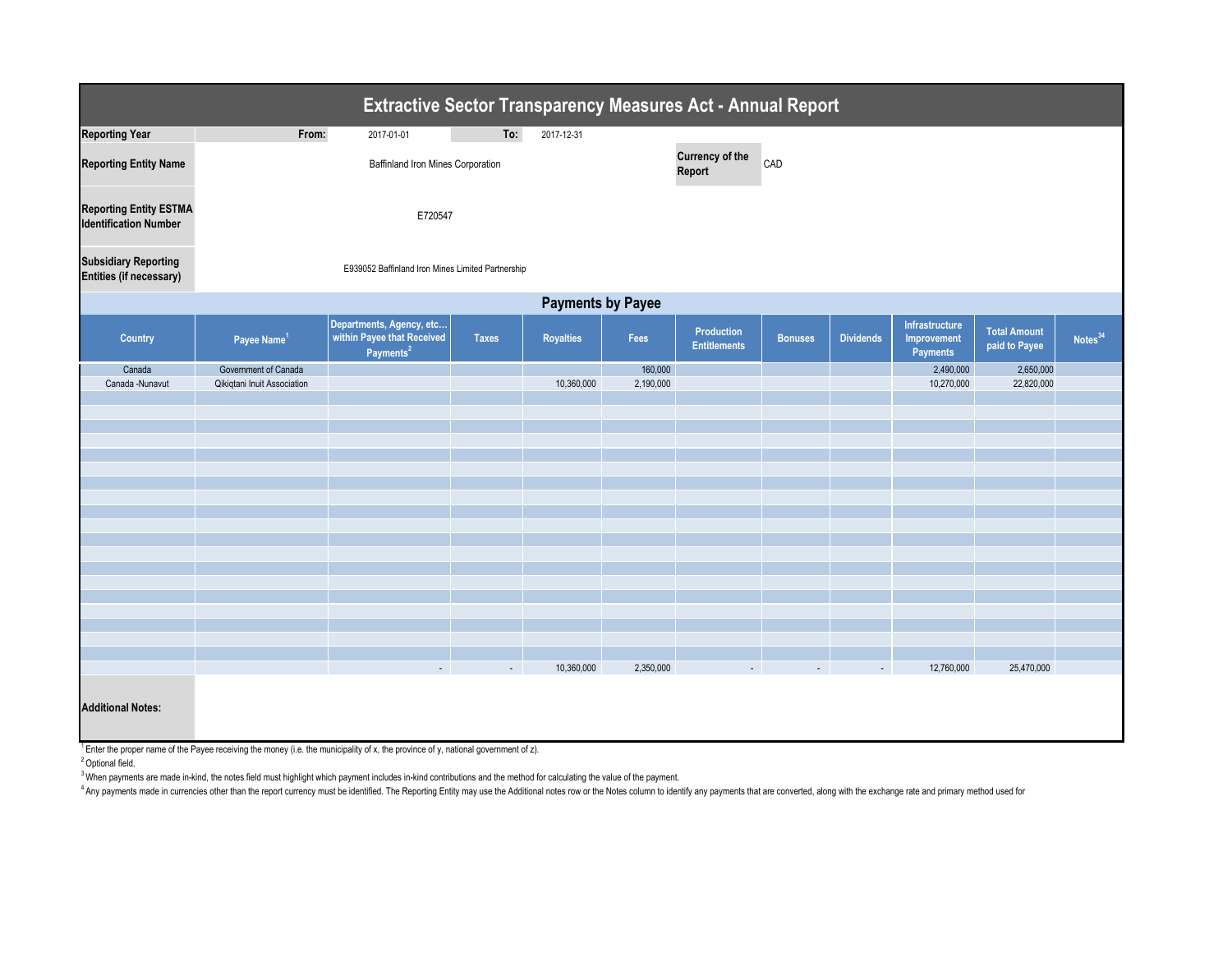# Extractive Sector Transparency Measures Act - Annual Report

| | | | | |
|---|---|---|---|---|
| **Reporting Year** | **From:** | 2017-01-01 | **To:** | 2017-12-31 |
| **Reporting Entity Name** | Baffinland Iron Mines Corporation | | **Currency of the Report** | CAD |
| **Reporting Entity ESTMA Identification Number** | E720547 | | | |
| **Subsidiary Reporting Entities (if necessary)** | E939052 Baffinland Iron Mines Limited Partnership | | | |

## Payments by Payee

| Country | Payee Name[1] | Departments, Agency, etc... within Payee that Received Payments[2] | Taxes | Royalties | Fees | Production Entitlements | Bonuses | Dividends | Infrastructure Improvement Payments | Total Amount paid to Payee | Notes[34] |
|---|---|---|---|---|---|---|---|---|---|---|---|
| Canada | Government of Canada | | | | 160,000 | | | | 2,490,000 | 2,650,000 | |
| Canada -Nunavut | Qikiqtani Inuit Association | | | 10,360,000 | 2,190,000 | | | | 10,270,000 | 22,820,000 | |
| | | - | - | 10,360,000 | 2,350,000 | - | - | - | 12,760,000 | 25,470,000 | |

**Additional Notes:**

[1] Enter the proper name of the Payee receiving the money (i.e. the municipality of x, the province of y, national government of z).

[2] Optional field.

[3] When payments are made in-kind, the notes field must highlight which payment includes in-kind contributions and the method for calculating the value of the payment.

[4] Any payments made in currencies other than the report currency must be identified. The Reporting Entity may use the Additional notes row or the Notes column to identify any payments that are converted, along with the exchange rate and primary method used for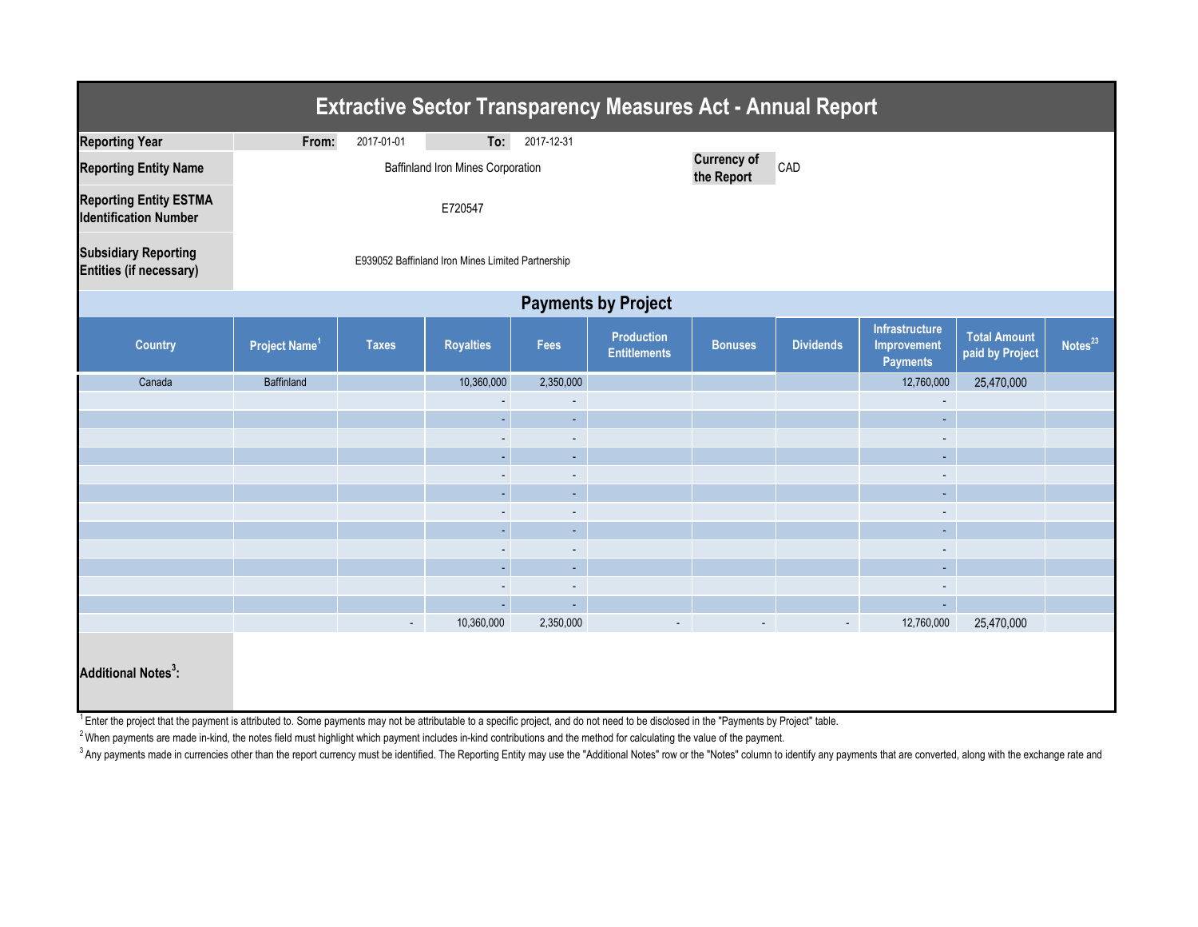# Extractive Sector Transparency Measures Act - Annual Report

| | | | | | |
|---|---|---|---|---|---|
| **Reporting Year** | From: | 2017-01-01 | To: | 2017-12-31 | |
| **Reporting Entity Name** | Baffinland Iron Mines Corporation | | | **Currency of the Report** | CAD |
| **Reporting Entity ESTMA Identification Number** | E720547 | | | | |
| **Subsidiary Reporting Entities (if necessary)** | E939052 Baffinland Iron Mines Limited Partnership | | | | |

## Payments by Project

| Country | Project Name[1] | Taxes | Royalties | Fees | Production Entitlements | Bonuses | Dividends | Infrastructure Improvement Payments | Total Amount paid by Project | Notes[23] |
|---|---|---|---|---|---|---|---|---|---|---|
| Canada | Baffinland | | 10,360,000 | 2,350,000 | | | | 12,760,000 | 25,470,000 | |
| | | | - | - | | | | - | | |
| | | | - | - | | | | - | | |
| | | | - | - | | | | - | | |
| | | | - | - | | | | - | | |
| | | | - | - | | | | - | | |
| | | | - | - | | | | - | | |
| | | | - | - | | | | - | | |
| | | | - | - | | | | - | | |
| | | | - | - | | | | - | | |
| | | | - | - | | | | - | | |
| | | | - | - | | | | - | | |
| | | | - | - | | | | - | | |
| | | - | 10,360,000 | 2,350,000 | - | - | - | 12,760,000 | 25,470,000 | |

**Additional Notes[3]:**

[1] Enter the project that the payment is attributed to. Some payments may not be attributable to a specific project, and do not need to be disclosed in the "Payments by Project" table.

[2] When payments are made in-kind, the notes field must highlight which payment includes in-kind contributions and the method for calculating the value of the payment.

[3] Any payments made in currencies other than the report currency must be identified. The Reporting Entity may use the "Additional Notes" row or the "Notes" column to identify any payments that are converted, along with the exchange rate and